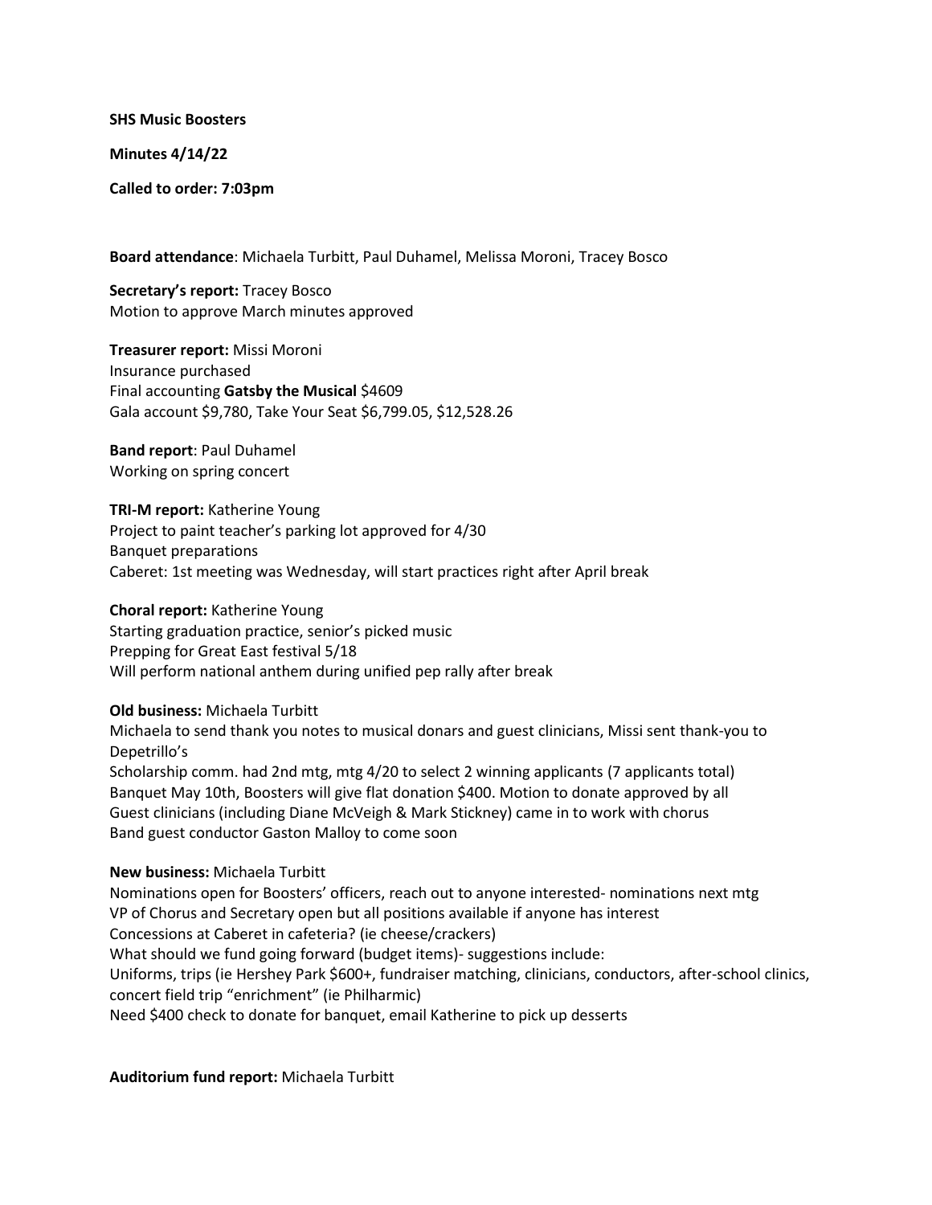**SHS Music Boosters**

**Minutes 4/14/22**

**Called to order: 7:03pm**

**Board attendance**: Michaela Turbitt, Paul Duhamel, Melissa Moroni, Tracey Bosco

**Secretary's report:** Tracey Bosco
Motion to approve March minutes approved

**Treasurer report:** Missi Moroni
Insurance purchased
Final accounting **Gatsby the Musical** $4609
Gala account $9,780, Take Your Seat $6,799.05, $12,528.26

**Band report**: Paul Duhamel
Working on spring concert

**TRI-M report:** Katherine Young
Project to paint teacher's parking lot approved for 4/30
Banquet preparations
Caberet: 1st meeting was Wednesday, will start practices right after April break

**Choral report:** Katherine Young
Starting graduation practice, senior's picked music
Prepping for Great East festival 5/18
Will perform national anthem during unified pep rally after break

**Old business:** Michaela Turbitt
Michaela to send thank you notes to musical donars and guest clinicians, Missi sent thank-you to Depetrillo's
Scholarship comm. had 2nd mtg, mtg 4/20 to select 2 winning applicants (7 applicants total)
Banquet May 10th, Boosters will give flat donation $400. Motion to donate approved by all
Guest clinicians (including Diane McVeigh & Mark Stickney) came in to work with chorus
Band guest conductor Gaston Malloy to come soon

**New business:** Michaela Turbitt
Nominations open for Boosters' officers, reach out to anyone interested- nominations next mtg
VP of Chorus and Secretary open but all positions available if anyone has interest
Concessions at Caberet in cafeteria? (ie cheese/crackers)
What should we fund going forward (budget items)- suggestions include:
Uniforms, trips (ie Hershey Park $600+, fundraiser matching, clinicians, conductors, after-school clinics, concert field trip "enrichment" (ie Philharmic)
Need $400 check to donate for banquet, email Katherine to pick up desserts

**Auditorium fund report:** Michaela Turbitt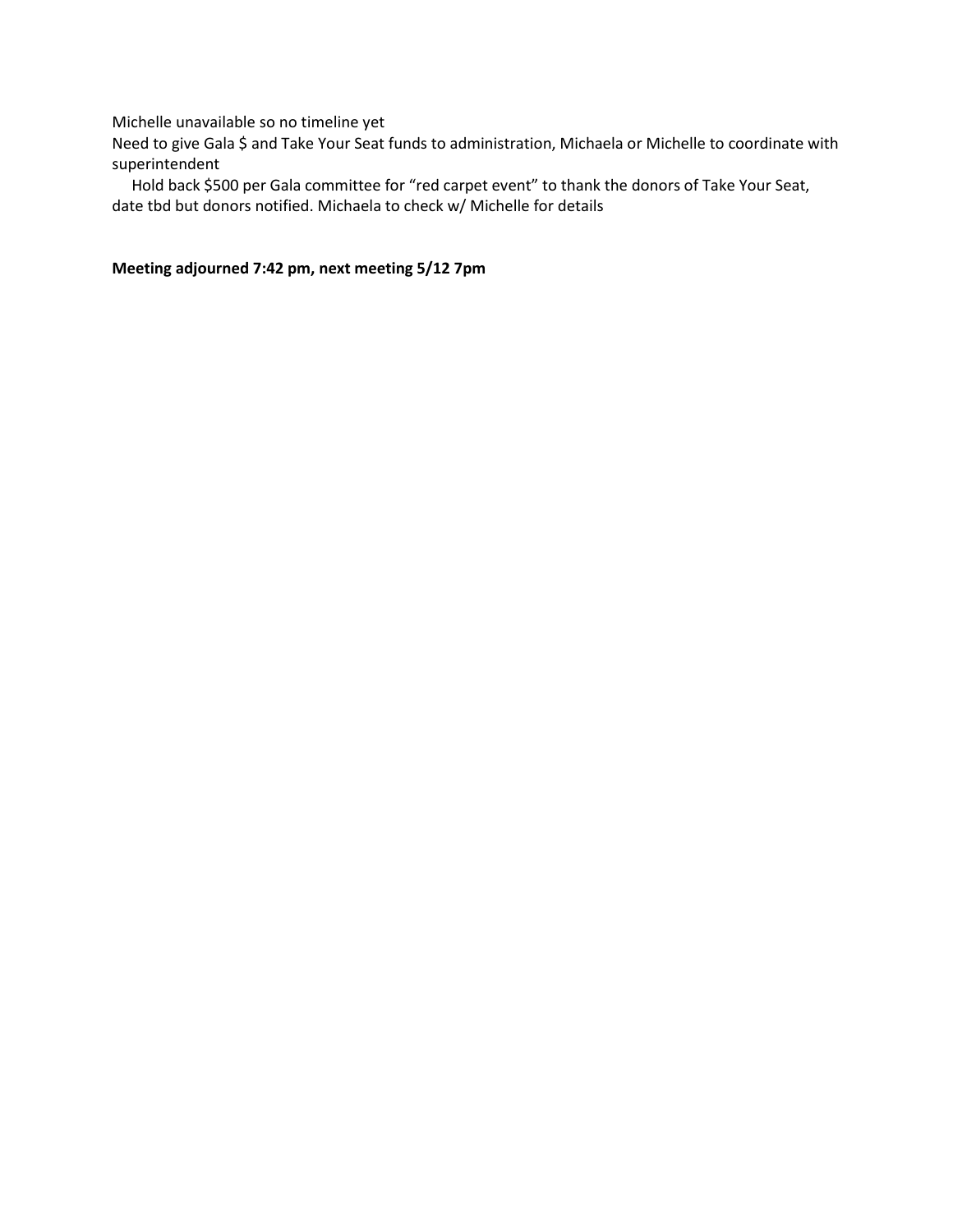Michelle unavailable so no timeline yet

Need to give Gala $ and Take Your Seat funds to administration, Michaela or Michelle to coordinate with superintendent

Hold back $500 per Gala committee for "red carpet event" to thank the donors of Take Your Seat, date tbd but donors notified. Michaela to check w/ Michelle for details

**Meeting adjourned 7:42 pm, next meeting 5/12 7pm**